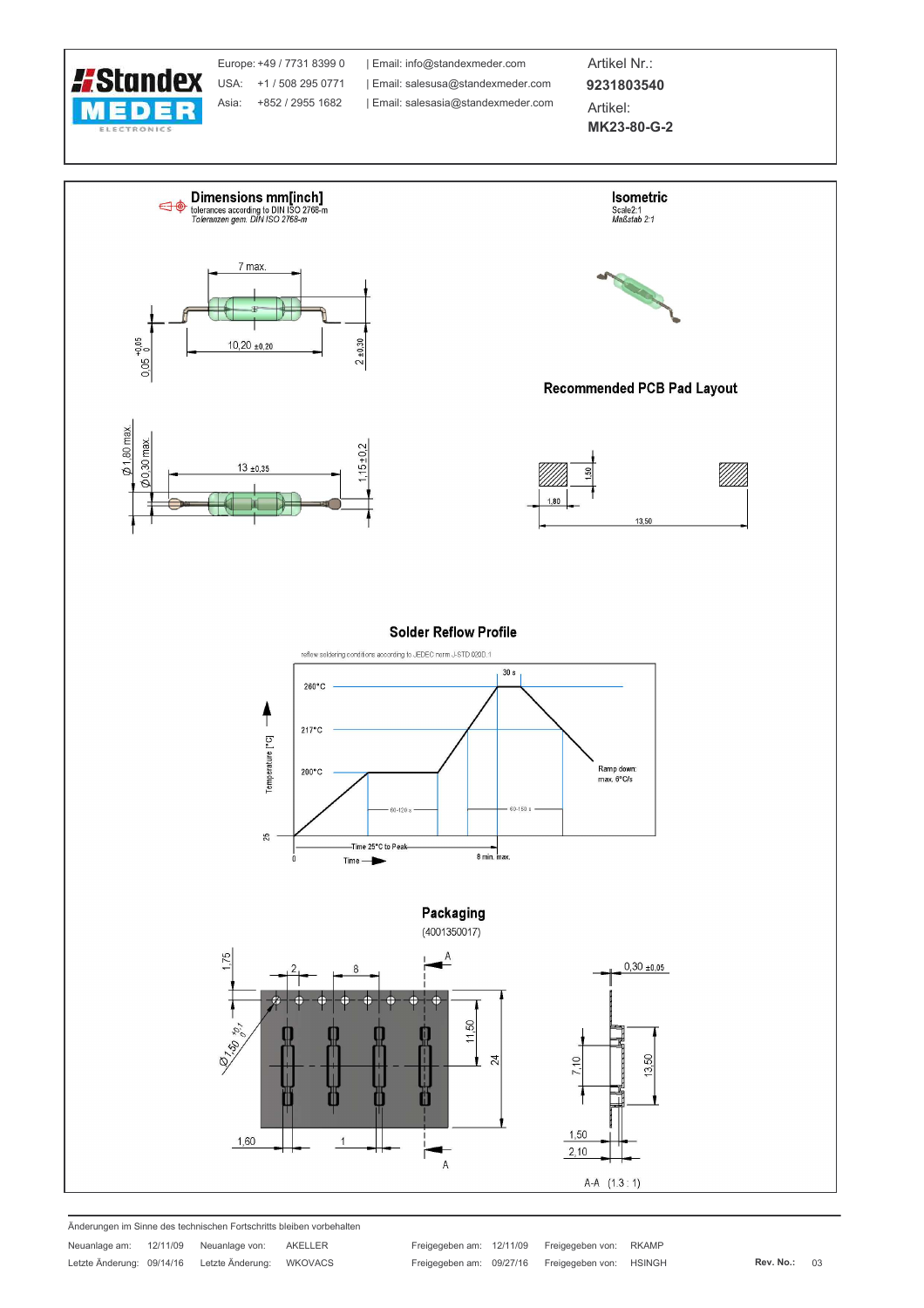Europe: +49 / 7731 8399 0 | Email: info@standexmeder.com
USA: +1 / 508 295 0771 | Email: salesusa@standexmeder.com
Asia: +852 / 2955 1682 | Email: salesasia@standexmeder.com

Artikel Nr.:
**9231803540**
Artikel:
**MK23-80-G-2**

## Dimensions mm[inch]

tolerances according to DIN ISO 2768-m
*Toleranzen gem. DIN ISO 2768-m*

7 max.
10,20 ±0,20
0,05 +0,05 / 0
2 ±0,30
Ø1,80 max.
Ø0,30 max.
13 ±0,35
1,15±0,2

## Isometric

Scale2:1
*Maßstab 2:1*

## Recommended PCB Pad Layout

1,50
1,80
13,50

## Solder Reflow Profile

reflow soldering conditions according to JEDEC norm J-STD 020D.1

260°C
217°C
200°C
25
Temperature [°C]
30 s
60-120 s
60-150 s
Ramp down: max. 6°C/s
Time 25°C to Peak
8 min. max.
0
Time

## Packaging

(4001350017)

1,75
2
8
A
Ø1,50 +0,1 / 0
11,50
24
1,60
1
A
0,30 ±0.05
7,10
13,50
1,50
2,10
A-A (1,3 : 1)

Änderungen im Sinne des technischen Fortschritts bleiben vorbehalten

| Neuanlage am: | 12/11/09 | Neuanlage von: | AKELLER | Freigegeben am: | 12/11/09 | Freigegeben von: | RKAMP | | |
|---|---|---|---|---|---|---|---|---|---|
| Letzte Änderung: | 09/14/16 | Letzte Änderung: | WKOVACS | Freigegeben am: | 09/27/16 | Freigegeben von: | HSINGH | Rev. No.: | 03 |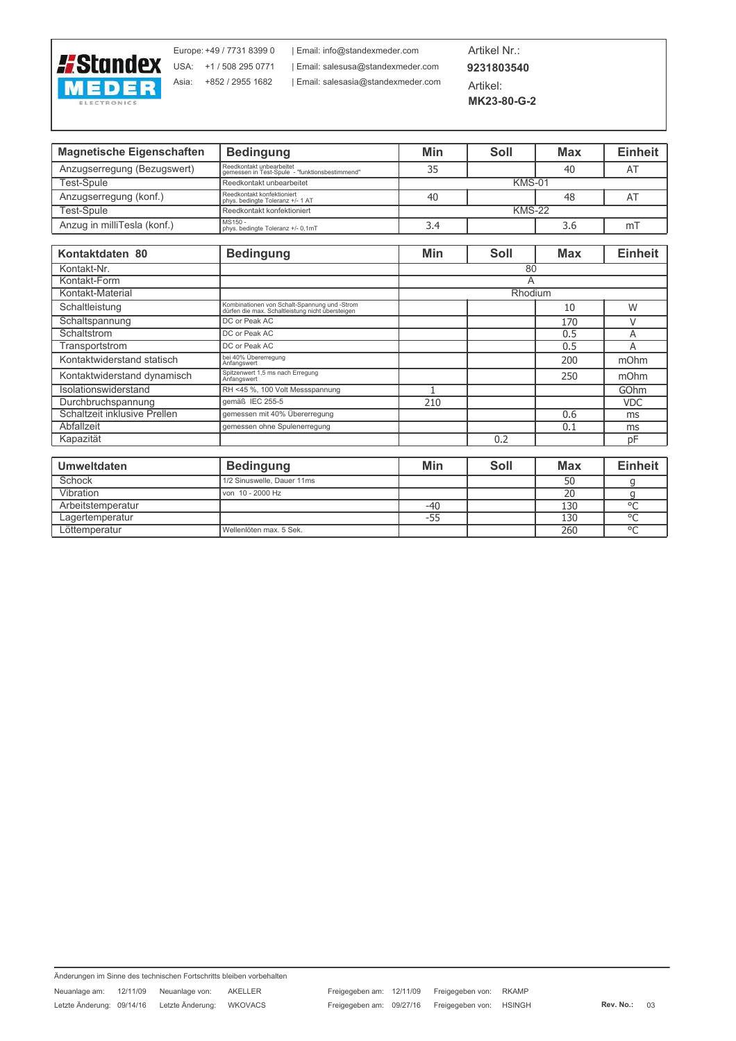Europe: +49 / 7731 8399 0 | Email: info@standexmeder.com
USA: +1 / 508 295 0771 | Email: salesusa@standexmeder.com
Asia: +852 / 2955 1682 | Email: salesasia@standexmeder.com

Artikel Nr.: **9231803540**
Artikel: **MK23-80-G-2**

| Magnetische Eigenschaften | Bedingung | Min | Soll | Max | Einheit |
|---|---|---|---|---|---|
| Anzugserregung (Bezugswert) | Reedkontakt unbearbeitet gemessen in Test-Spule - "funktionsbestimmend" | 35 | | 40 | AT |
| Test-Spule | Reedkontakt unbearbeitet | | KMS-01 | | |
| Anzugserregung (konf.) | Reedkontakt konfektioniert phys. bedingte Toleranz +/- 1 AT | 40 | | 48 | AT |
| Test-Spule | Reedkontakt konfektioniert | | KMS-22 | | |
| Anzug in milliTesla (konf.) | MS150 - phys. bedingte Toleranz +/- 0,1mT | 3.4 | | 3.6 | mT |

| Kontaktdaten 80 | Bedingung | Min | Soll | Max | Einheit |
|---|---|---|---|---|---|
| Kontakt-Nr. | | | 80 | | |
| Kontakt-Form | | | A | | |
| Kontakt-Material | | | Rhodium | | |
| Schaltleistung | Kombinationen von Schalt-Spannung und -Strom dürfen die max. Schaltleistung nicht übersteigen | | | 10 | W |
| Schaltspannung | DC or Peak AC | | | 170 | V |
| Schaltstrom | DC or Peak AC | | | 0.5 | A |
| Transportstrom | DC or Peak AC | | | 0.5 | A |
| Kontaktwiderstand statisch | bei 40% Übererregung Anfangswert | | | 200 | mOhm |
| Kontaktwiderstand dynamisch | Spitzenwert 1,5 ms nach Erregung Anfangswert | | | 250 | mOhm |
| Isolationswiderstand | RH <45 %, 100 Volt Messspannung | 1 | | | GOhm |
| Durchbruchspannung | gemäß IEC 255-5 | 210 | | | VDC |
| Schaltzeit inklusive Prellen | gemessen mit 40% Übererregung | | | 0.6 | ms |
| Abfallzeit | gemessen ohne Spulenerregung | | | 0.1 | ms |
| Kapazität | | | 0.2 | | pF |

| Umweltdaten | Bedingung | Min | Soll | Max | Einheit |
|---|---|---|---|---|---|
| Schock | 1/2 Sinuswelle, Dauer 11ms | | | 50 | g |
| Vibration | von 10 - 2000 Hz | | | 20 | g |
| Arbeitstemperatur | | -40 | | 130 | °C |
| Lagertemperatur | | -55 | | 130 | °C |
| Löttemperatur | Wellenlöten max. 5 Sek. | | | 260 | °C |

Änderungen im Sinne des technischen Fortschritts bleiben vorbehalten

| | | | | | | | |
|---|---|---|---|---|---|---|---|
| Neuanlage am: | 12/11/09 | Neuanlage von: | AKELLER | Freigegeben am: | 12/11/09 | Freigegeben von: | RKAMP |
| Letzte Änderung: | 09/14/16 | Letzte Änderung: | WKOVACS | Freigegeben am: | 09/27/16 | Freigegeben von: | HSINGH |

**Rev. No.:** 03